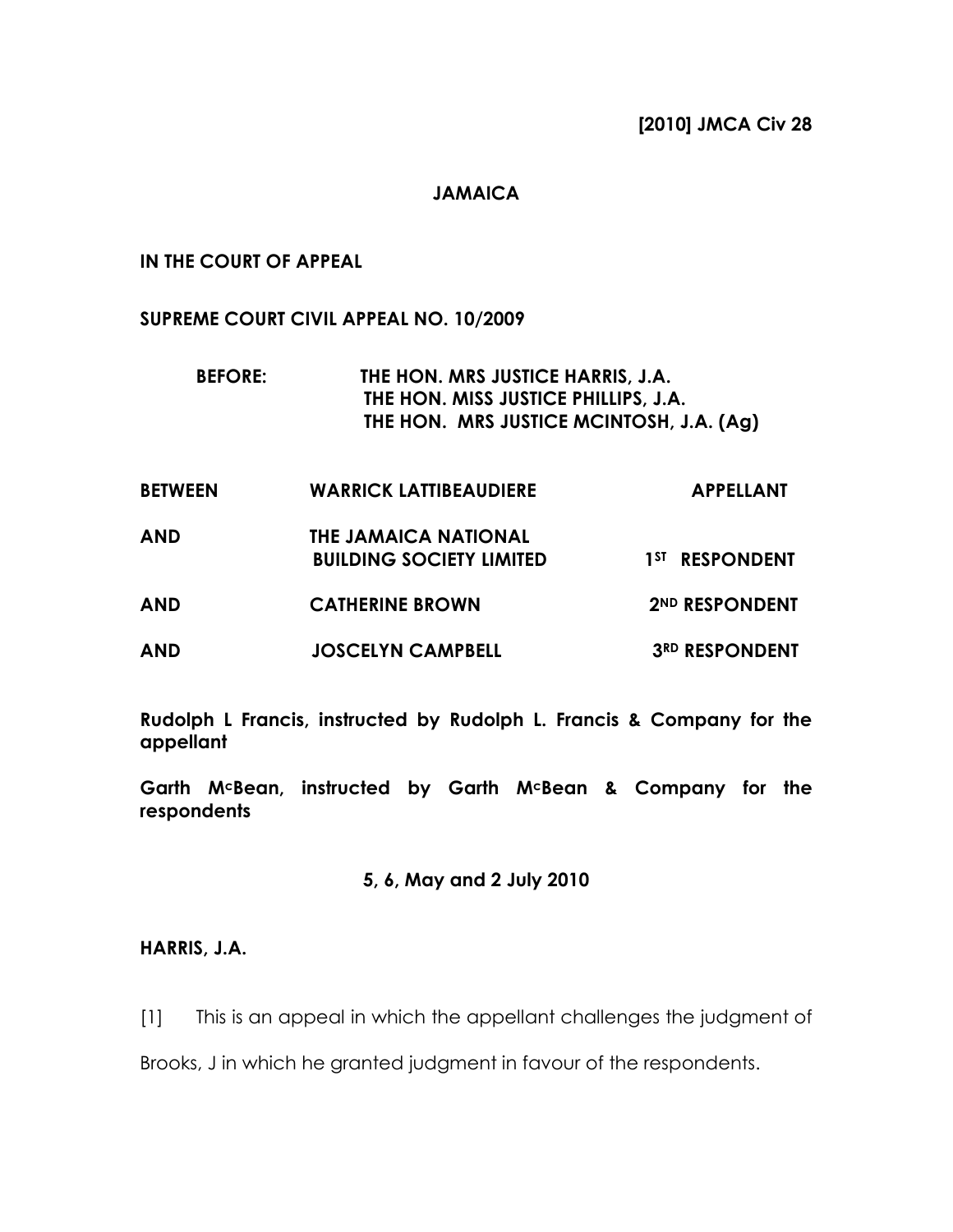**[2010] JMCA Civ 28**

**JAMAICA**

**IN THE COURT OF APPEAL**

**SUPREME COURT CIVIL APPEAL NO. 10/2009**

**BEFORE: THE HON. MRS JUSTICE HARRIS, J.A.**
**THE HON. MISS JUSTICE PHILLIPS, J.A.**
**THE HON. MRS JUSTICE MCINTOSH, J.A. (Ag)**

| | | |
|---|---|---|
| **BETWEEN** | **WARRICK LATTIBEAUDIERE** | **APPELLANT** |
| **AND** | **THE JAMAICA NATIONAL BUILDING SOCIETY LIMITED** | **1ST RESPONDENT** |
| **AND** | **CATHERINE BROWN** | **2ND RESPONDENT** |
| **AND** | **JOSCELYN CAMPBELL** | **3RD RESPONDENT** |

**Rudolph L Francis, instructed by Rudolph L. Francis & Company for the appellant**

**Garth McBean, instructed by Garth McBean & Company for the respondents**

**5, 6, May and 2 July 2010**

**HARRIS, J.A.**

[1] This is an appeal in which the appellant challenges the judgment of Brooks, J in which he granted judgment in favour of the respondents.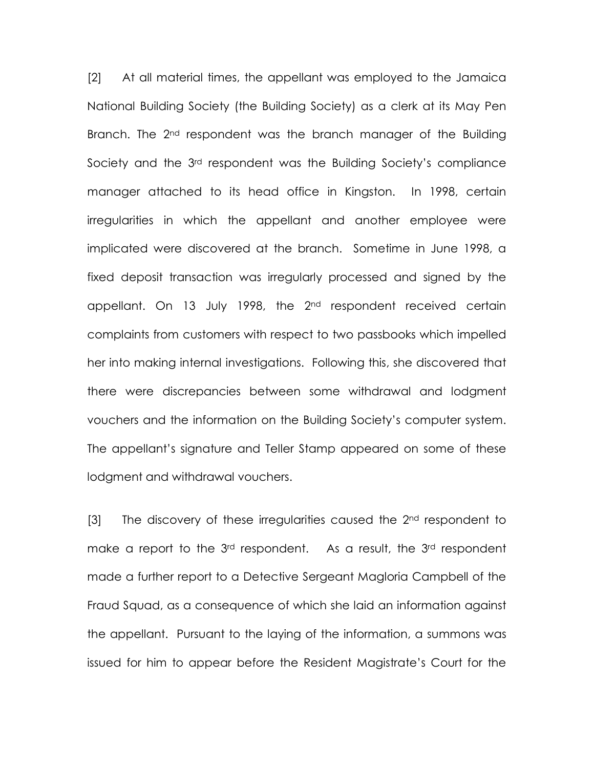[2] At all material times, the appellant was employed to the Jamaica National Building Society (the Building Society) as a clerk at its May Pen Branch. The 2nd respondent was the branch manager of the Building Society and the 3rd respondent was the Building Society's compliance manager attached to its head office in Kingston. In 1998, certain irregularities in which the appellant and another employee were implicated were discovered at the branch. Sometime in June 1998, a fixed deposit transaction was irregularly processed and signed by the appellant. On 13 July 1998, the 2nd respondent received certain complaints from customers with respect to two passbooks which impelled her into making internal investigations. Following this, she discovered that there were discrepancies between some withdrawal and lodgment vouchers and the information on the Building Society's computer system. The appellant's signature and Teller Stamp appeared on some of these lodgment and withdrawal vouchers.

[3] The discovery of these irregularities caused the 2nd respondent to make a report to the 3rd respondent. As a result, the 3rd respondent made a further report to a Detective Sergeant Magloria Campbell of the Fraud Squad, as a consequence of which she laid an information against the appellant. Pursuant to the laying of the information, a summons was issued for him to appear before the Resident Magistrate's Court for the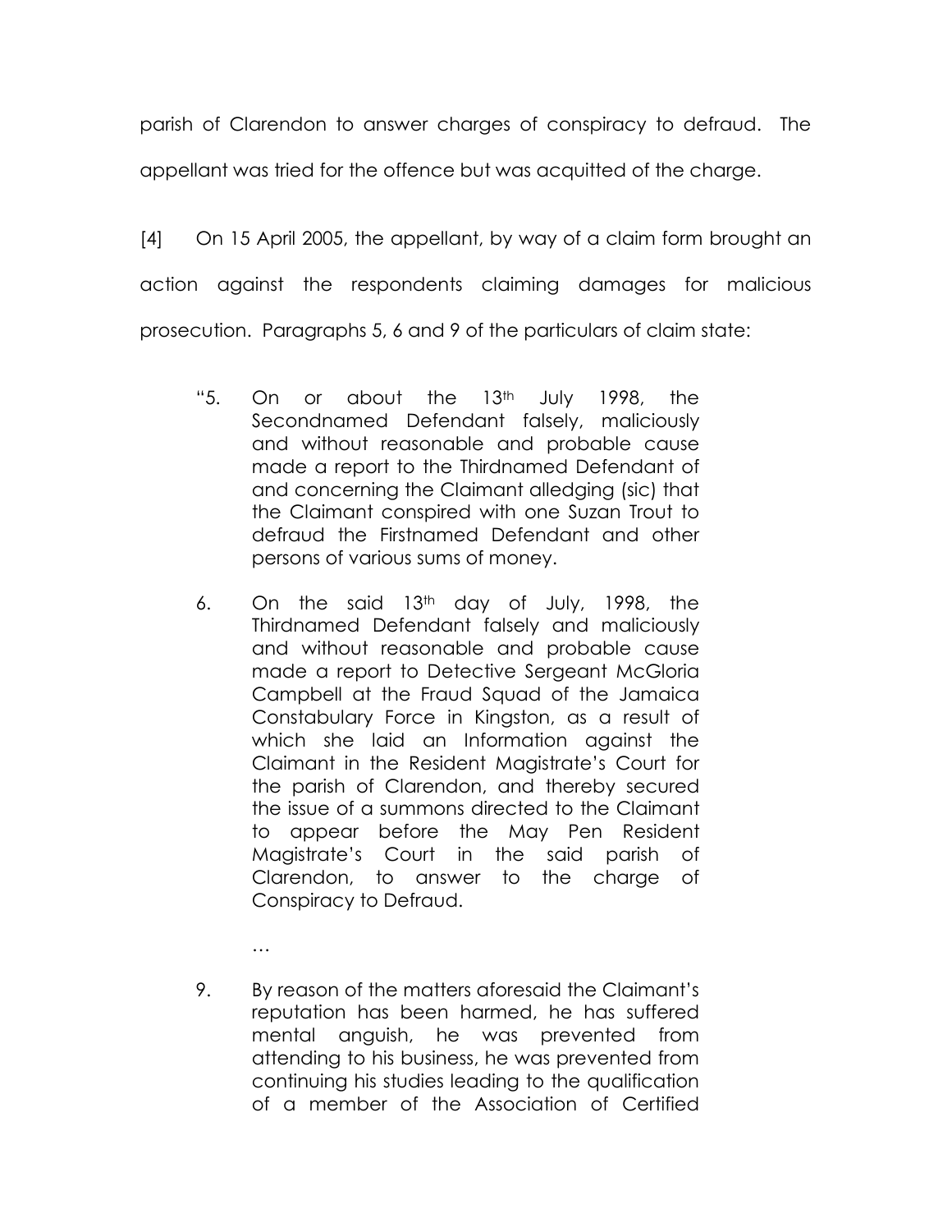parish of Clarendon to answer charges of conspiracy to defraud. The appellant was tried for the offence but was acquitted of the charge.

[4] On 15 April 2005, the appellant, by way of a claim form brought an action against the respondents claiming damages for malicious prosecution. Paragraphs 5, 6 and 9 of the particulars of claim state:

> "5. On or about the 13th July 1998, the Secondnamed Defendant falsely, maliciously and without reasonable and probable cause made a report to the Thirdnamed Defendant of and concerning the Claimant alledging (sic) that the Claimant conspired with one Suzan Trout to defraud the Firstnamed Defendant and other persons of various sums of money.
>
> 6. On the said 13th day of July, 1998, the Thirdnamed Defendant falsely and maliciously and without reasonable and probable cause made a report to Detective Sergeant McGloria Campbell at the Fraud Squad of the Jamaica Constabulary Force in Kingston, as a result of which she laid an Information against the Claimant in the Resident Magistrate's Court for the parish of Clarendon, and thereby secured the issue of a summons directed to the Claimant to appear before the May Pen Resident Magistrate's Court in the said parish of Clarendon, to answer to the charge of Conspiracy to Defraud.
>
> …
>
> 9. By reason of the matters aforesaid the Claimant's reputation has been harmed, he has suffered mental anguish, he was prevented from attending to his business, he was prevented from continuing his studies leading to the qualification of a member of the Association of Certified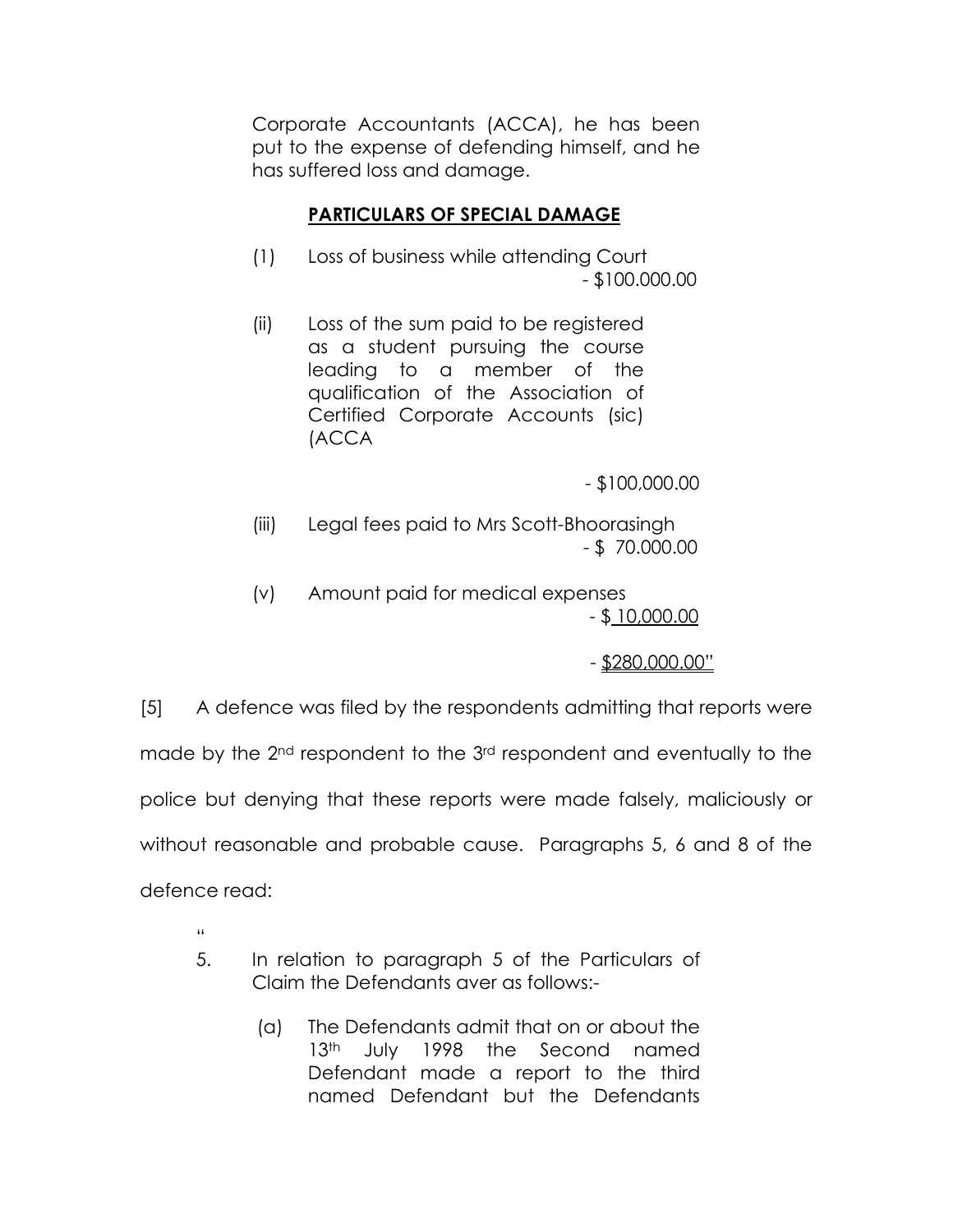Corporate Accountants (ACCA), he has been put to the expense of defending himself, and he has suffered loss and damage.

**PARTICULARS OF SPECIAL DAMAGE**

(1) Loss of business while attending Court - $100.000.00

(ii) Loss of the sum paid to be registered as a student pursuing the course leading to a member of the qualification of the Association of Certified Corporate Accounts (sic) (ACCA - $100,000.00

(iii) Legal fees paid to Mrs Scott-Bhoorasingh - $ 70.000.00

(v) Amount paid for medical expenses - $ 10,000.00

- $280,000.00"

[5] A defence was filed by the respondents admitting that reports were made by the 2nd respondent to the 3rd respondent and eventually to the police but denying that these reports were made falsely, maliciously or without reasonable and probable cause. Paragraphs 5, 6 and 8 of the defence read:

"

5. In relation to paragraph 5 of the Particulars of Claim the Defendants aver as follows:-

   (a) The Defendants admit that on or about the 13th July 1998 the Second named Defendant made a report to the third named Defendant but the Defendants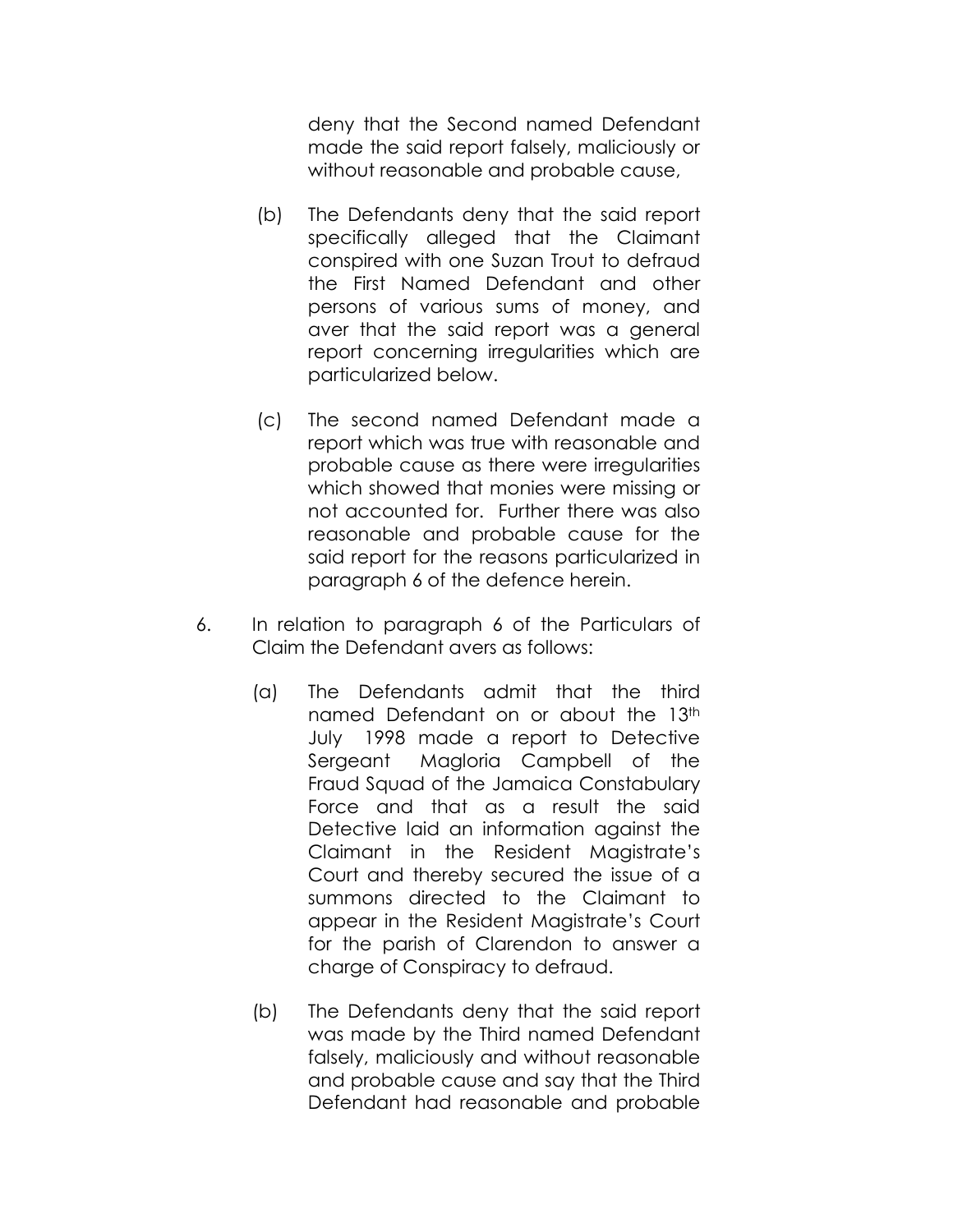deny that the Second named Defendant made the said report falsely, maliciously or without reasonable and probable cause,

(b) The Defendants deny that the said report specifically alleged that the Claimant conspired with one Suzan Trout to defraud the First Named Defendant and other persons of various sums of money, and aver that the said report was a general report concerning irregularities which are particularized below.

(c) The second named Defendant made a report which was true with reasonable and probable cause as there were irregularities which showed that monies were missing or not accounted for. Further there was also reasonable and probable cause for the said report for the reasons particularized in paragraph 6 of the defence herein.

6. In relation to paragraph 6 of the Particulars of Claim the Defendant avers as follows:

   (a) The Defendants admit that the third named Defendant on or about the 13th July 1998 made a report to Detective Sergeant Magloria Campbell of the Fraud Squad of the Jamaica Constabulary Force and that as a result the said Detective laid an information against the Claimant in the Resident Magistrate's Court and thereby secured the issue of a summons directed to the Claimant to appear in the Resident Magistrate's Court for the parish of Clarendon to answer a charge of Conspiracy to defraud.

   (b) The Defendants deny that the said report was made by the Third named Defendant falsely, maliciously and without reasonable and probable cause and say that the Third Defendant had reasonable and probable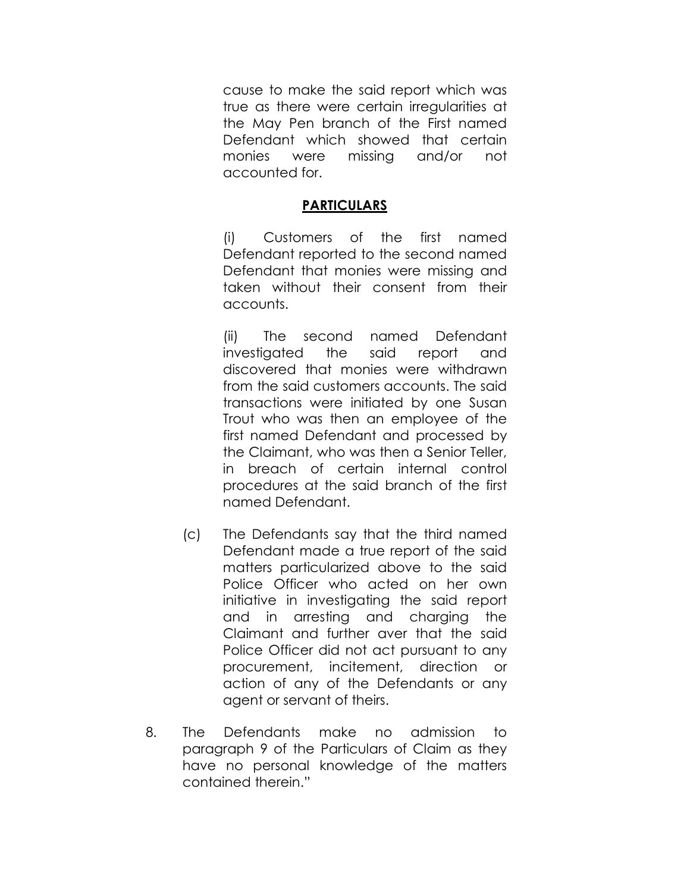cause to make the said report which was true as there were certain irregularities at the May Pen branch of the First named Defendant which showed that certain monies were missing and/or not accounted for.

**PARTICULARS**

(i) Customers of the first named Defendant reported to the second named Defendant that monies were missing and taken without their consent from their accounts.

(ii) The second named Defendant investigated the said report and discovered that monies were withdrawn from the said customers accounts. The said transactions were initiated by one Susan Trout who was then an employee of the first named Defendant and processed by the Claimant, who was then a Senior Teller, in breach of certain internal control procedures at the said branch of the first named Defendant.

(c) The Defendants say that the third named Defendant made a true report of the said matters particularized above to the said Police Officer who acted on her own initiative in investigating the said report and in arresting and charging the Claimant and further aver that the said Police Officer did not act pursuant to any procurement, incitement, direction or action of any of the Defendants or any agent or servant of theirs.

8. The Defendants make no admission to paragraph 9 of the Particulars of Claim as they have no personal knowledge of the matters contained therein."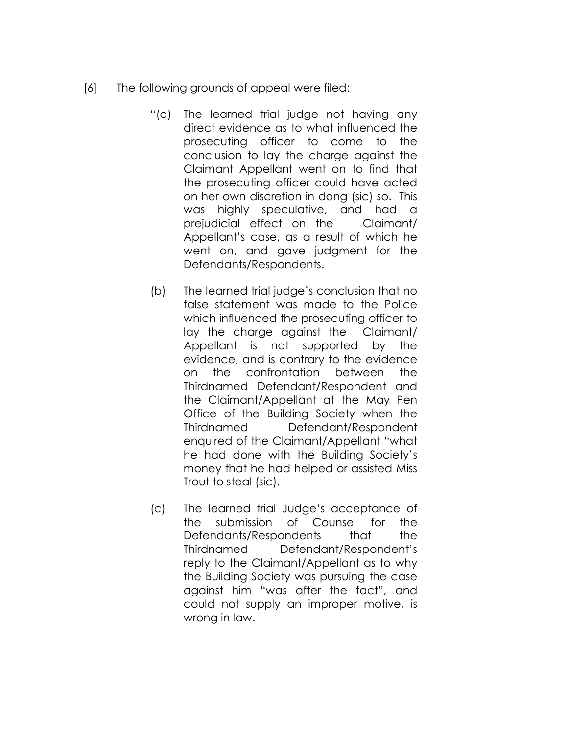[6] The following grounds of appeal were filed:

> "(a) The learned trial judge not having any direct evidence as to what influenced the prosecuting officer to come to the conclusion to lay the charge against the Claimant Appellant went on to find that the prosecuting officer could have acted on her own discretion in dong (sic) so. This was highly speculative, and had a prejudicial effect on the Claimant/ Appellant's case, as a result of which he went on, and gave judgment for the Defendants/Respondents.
>
> (b) The learned trial judge's conclusion that no false statement was made to the Police which influenced the prosecuting officer to lay the charge against the Claimant/ Appellant is not supported by the evidence, and is contrary to the evidence on the confrontation between the Thirdnamed Defendant/Respondent and the Claimant/Appellant at the May Pen Office of the Building Society when the Thirdnamed Defendant/Respondent enquired of the Claimant/Appellant "what he had done with the Building Society's money that he had helped or assisted Miss Trout to steal (sic).
>
> (c) The learned trial Judge's acceptance of the submission of Counsel for the Defendants/Respondents that the Thirdnamed Defendant/Respondent's reply to the Claimant/Appellant as to why the Building Society was pursuing the case against him <u>"was after the fact",</u> and could not supply an improper motive, is wrong in law.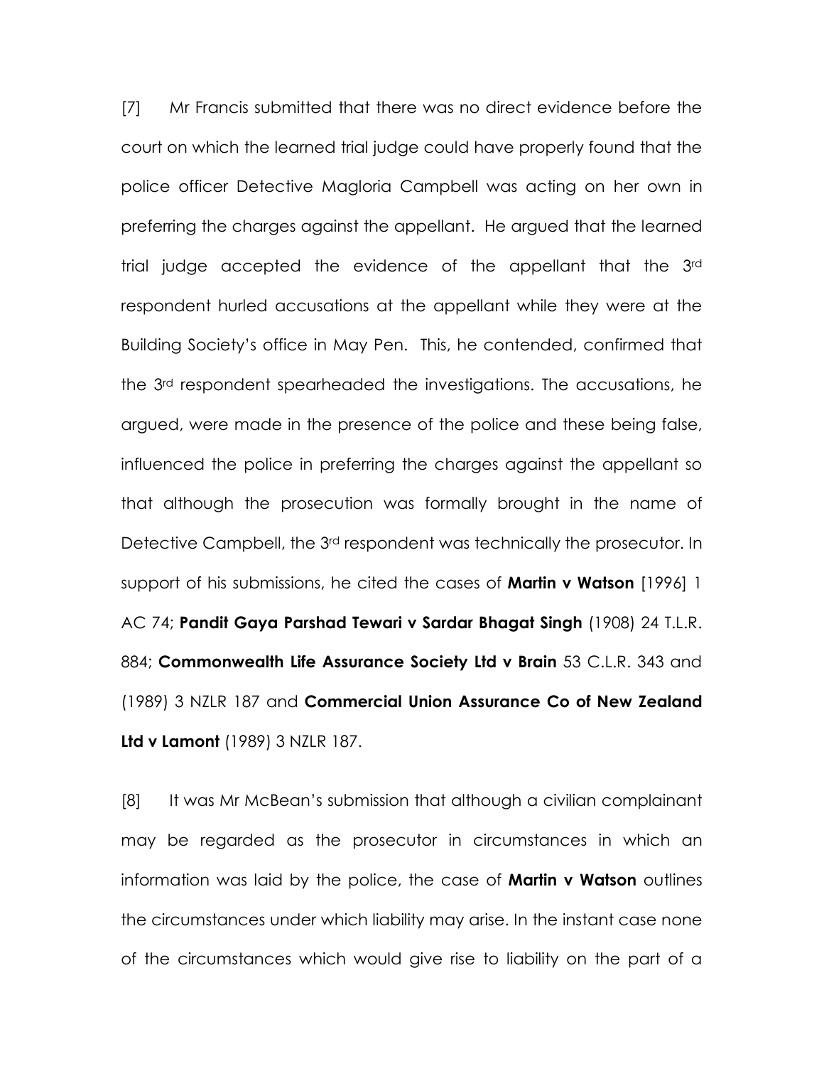[7] Mr Francis submitted that there was no direct evidence before the court on which the learned trial judge could have properly found that the police officer Detective Magloria Campbell was acting on her own in preferring the charges against the appellant. He argued that the learned trial judge accepted the evidence of the appellant that the 3rd respondent hurled accusations at the appellant while they were at the Building Society's office in May Pen. This, he contended, confirmed that the 3rd respondent spearheaded the investigations. The accusations, he argued, were made in the presence of the police and these being false, influenced the police in preferring the charges against the appellant so that although the prosecution was formally brought in the name of Detective Campbell, the 3rd respondent was technically the prosecutor. In support of his submissions, he cited the cases of **Martin v Watson** [1996] 1 AC 74; **Pandit Gaya Parshad Tewari v Sardar Bhagat Singh** (1908) 24 T.L.R. 884; **Commonwealth Life Assurance Society Ltd v Brain** 53 C.L.R. 343 and (1989) 3 NZLR 187 and **Commercial Union Assurance Co of New Zealand Ltd v Lamont** (1989) 3 NZLR 187.

[8] It was Mr McBean's submission that although a civilian complainant may be regarded as the prosecutor in circumstances in which an information was laid by the police, the case of **Martin v Watson** outlines the circumstances under which liability may arise. In the instant case none of the circumstances which would give rise to liability on the part of a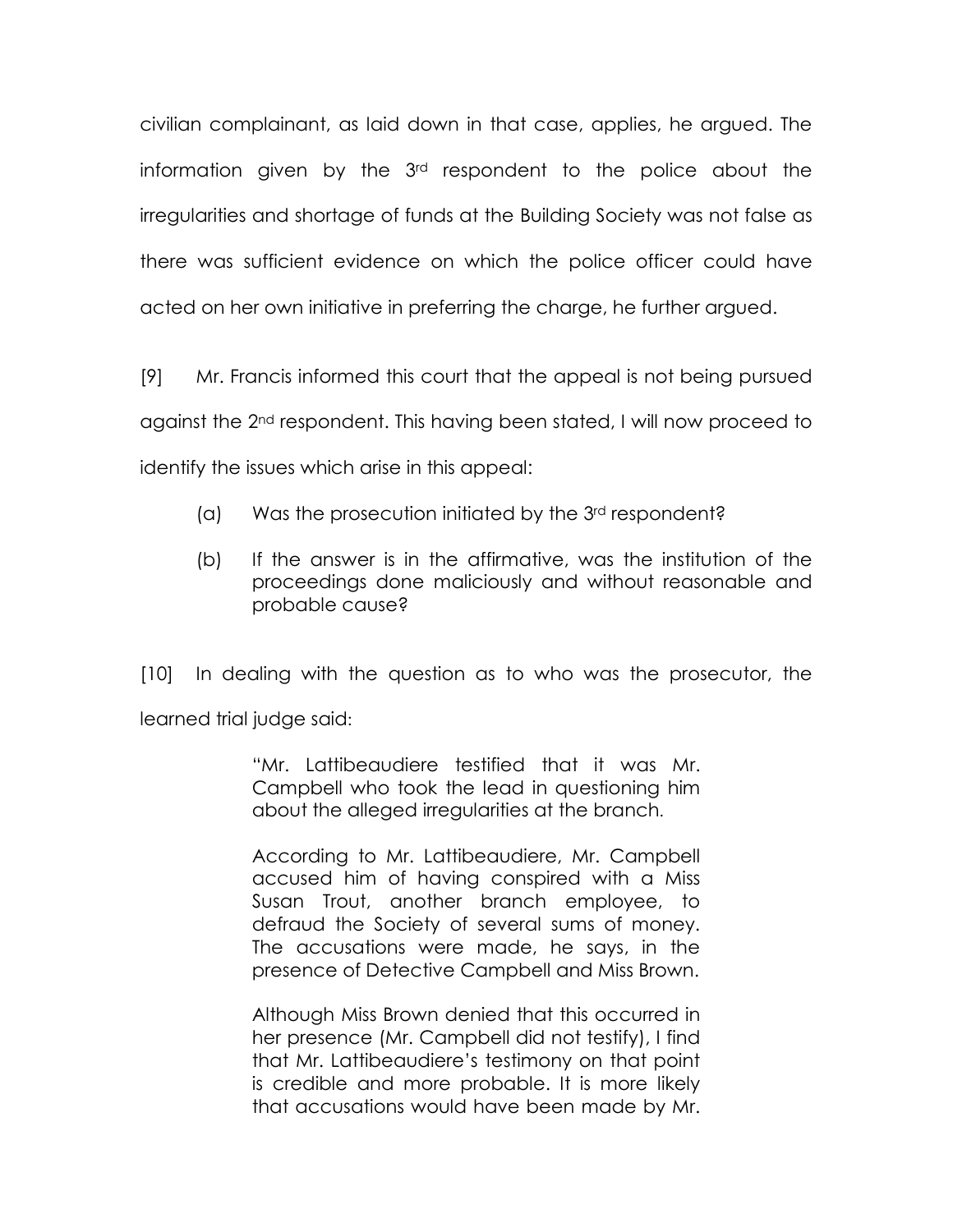civilian complainant, as laid down in that case, applies, he argued. The information given by the 3rd respondent to the police about the irregularities and shortage of funds at the Building Society was not false as there was sufficient evidence on which the police officer could have acted on her own initiative in preferring the charge, he further argued.

[9] Mr. Francis informed this court that the appeal is not being pursued against the 2nd respondent. This having been stated, I will now proceed to identify the issues which arise in this appeal:

(a) Was the prosecution initiated by the 3rd respondent?

(b) If the answer is in the affirmative, was the institution of the proceedings done maliciously and without reasonable and probable cause?

[10] In dealing with the question as to who was the prosecutor, the learned trial judge said:

> "Mr. Lattibeaudiere testified that it was Mr. Campbell who took the lead in questioning him about the alleged irregularities at the branch.
>
> According to Mr. Lattibeaudiere, Mr. Campbell accused him of having conspired with a Miss Susan Trout, another branch employee, to defraud the Society of several sums of money. The accusations were made, he says, in the presence of Detective Campbell and Miss Brown.
>
> Although Miss Brown denied that this occurred in her presence (Mr. Campbell did not testify), I find that Mr. Lattibeaudiere's testimony on that point is credible and more probable. It is more likely that accusations would have been made by Mr.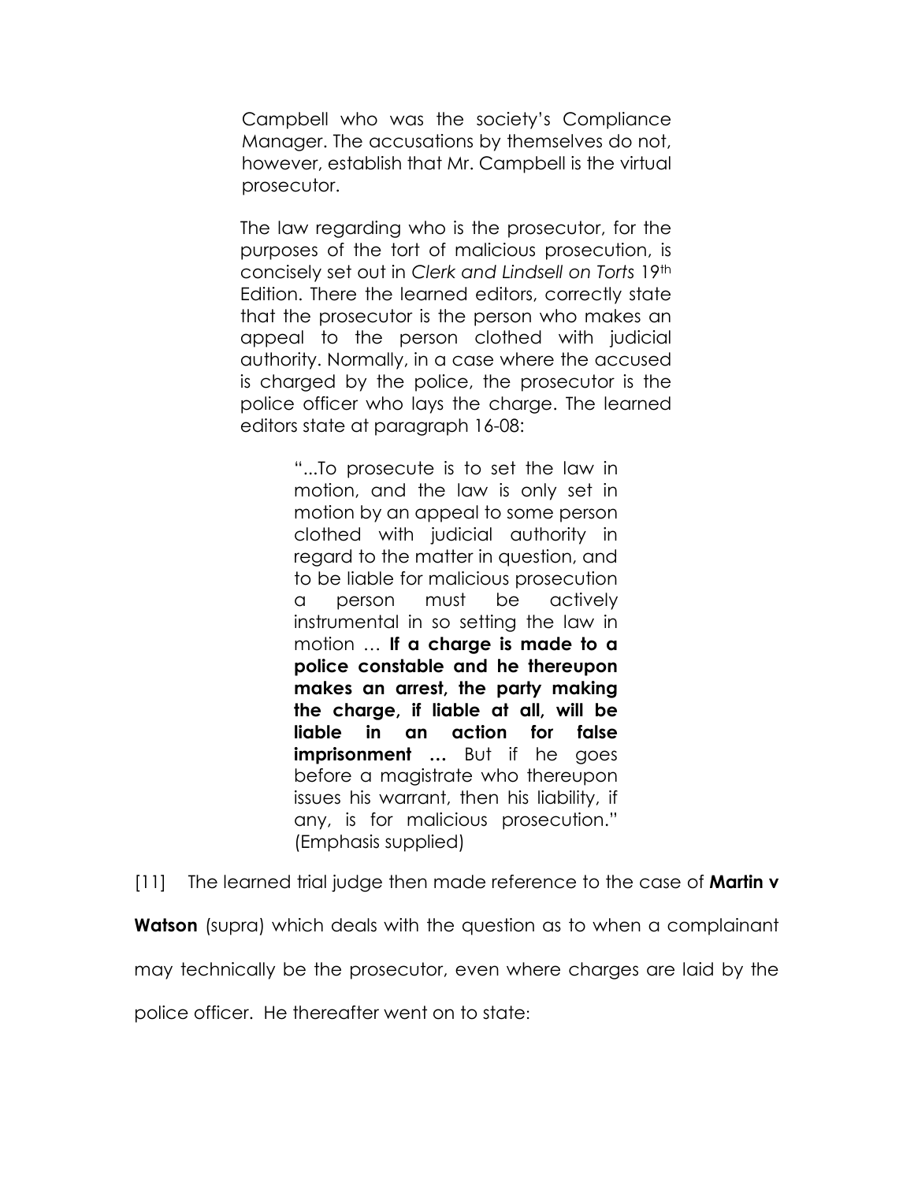> Campbell who was the society's Compliance Manager. The accusations by themselves do not, however, establish that Mr. Campbell is the virtual prosecutor.
>
> The law regarding who is the prosecutor, for the purposes of the tort of malicious prosecution, is concisely set out in *Clerk and Lindsell on Torts* 19th Edition. There the learned editors, correctly state that the prosecutor is the person who makes an appeal to the person clothed with judicial authority. Normally, in a case where the accused is charged by the police, the prosecutor is the police officer who lays the charge. The learned editors state at paragraph 16-08:
>
>> "...To prosecute is to set the law in motion, and the law is only set in motion by an appeal to some person clothed with judicial authority in regard to the matter in question, and to be liable for malicious prosecution a person must be actively instrumental in so setting the law in motion … **If a charge is made to a police constable and he thereupon makes an arrest, the party making the charge, if liable at all, will be liable in an action for false imprisonment …** But if he goes before a magistrate who thereupon issues his warrant, then his liability, if any, is for malicious prosecution." (Emphasis supplied)

[11] The learned trial judge then made reference to the case of **Martin v Watson** (supra) which deals with the question as to when a complainant may technically be the prosecutor, even where charges are laid by the police officer. He thereafter went on to state: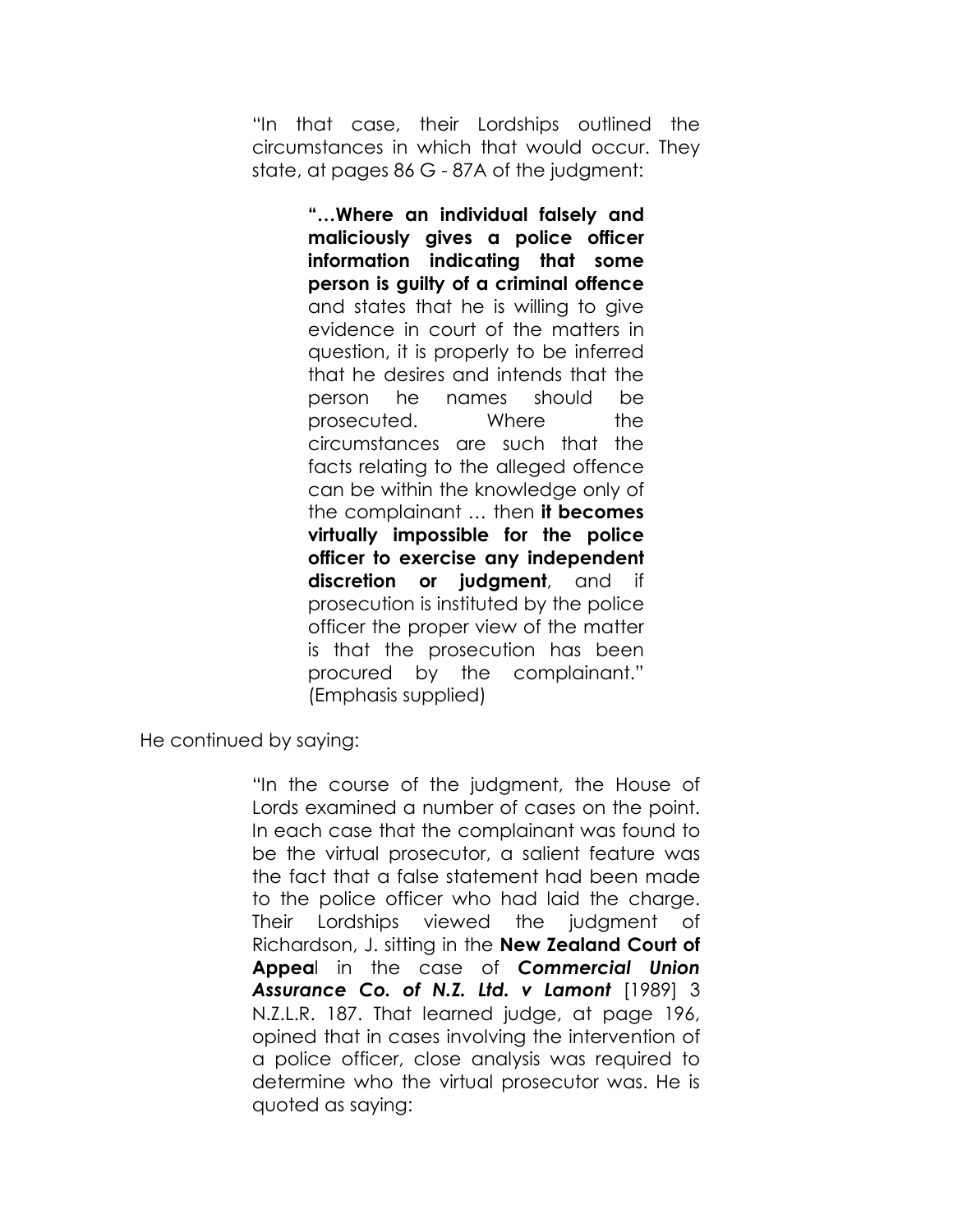"In that case, their Lordships outlined the circumstances in which that would occur. They state, at pages 86 G - 87A of the judgment:

> **"…Where an individual falsely and maliciously gives a police officer information indicating that some person is guilty of a criminal offence** and states that he is willing to give evidence in court of the matters in question, it is properly to be inferred that he desires and intends that the person he names should be prosecuted. Where the circumstances are such that the facts relating to the alleged offence can be within the knowledge only of the complainant … then **it becomes virtually impossible for the police officer to exercise any independent discretion or judgment**, and if prosecution is instituted by the police officer the proper view of the matter is that the prosecution has been procured by the complainant." (Emphasis supplied)

He continued by saying:

> "In the course of the judgment, the House of Lords examined a number of cases on the point. In each case that the complainant was found to be the virtual prosecutor, a salient feature was the fact that a false statement had been made to the police officer who had laid the charge. Their Lordships viewed the judgment of Richardson, J. sitting in the **New Zealand Court of Appeal** in the case of ***Commercial Union Assurance Co. of N.Z. Ltd. v Lamont*** [1989] 3 N.Z.L.R. 187. That learned judge, at page 196, opined that in cases involving the intervention of a police officer, close analysis was required to determine who the virtual prosecutor was. He is quoted as saying: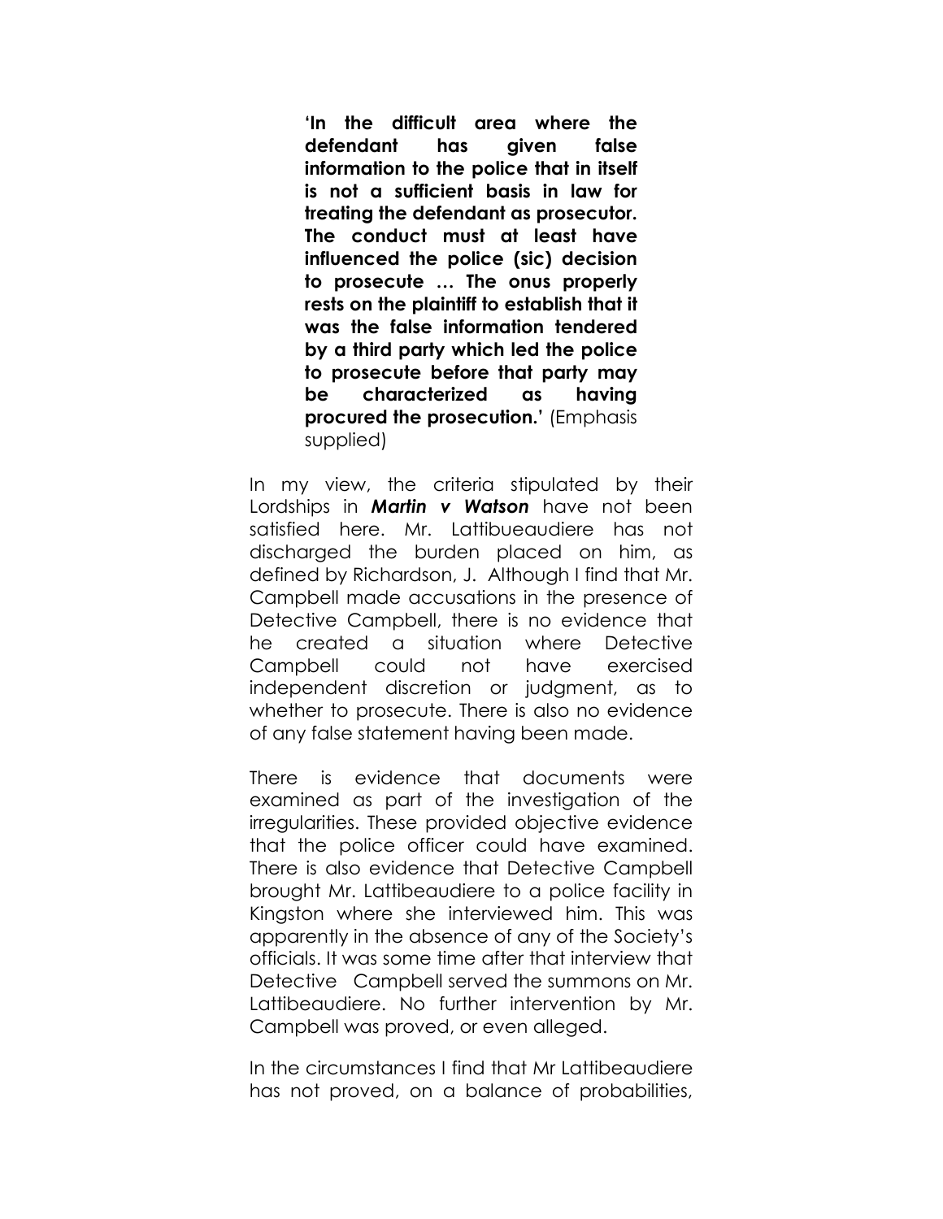> **'In the difficult area where the defendant has given false information to the police that in itself is not a sufficient basis in law for treating the defendant as prosecutor. The conduct must at least have influenced the police (sic) decision to prosecute … The onus properly rests on the plaintiff to establish that it was the false information tendered by a third party which led the police to prosecute before that party may be characterized as having procured the prosecution.'** (Emphasis supplied)

In my view, the criteria stipulated by their Lordships in ***Martin v Watson*** have not been satisfied here. Mr. Lattibueaudiere has not discharged the burden placed on him, as defined by Richardson, J. Although I find that Mr. Campbell made accusations in the presence of Detective Campbell, there is no evidence that he created a situation where Detective Campbell could not have exercised independent discretion or judgment, as to whether to prosecute. There is also no evidence of any false statement having been made.

There is evidence that documents were examined as part of the investigation of the irregularities. These provided objective evidence that the police officer could have examined. There is also evidence that Detective Campbell brought Mr. Lattibeaudiere to a police facility in Kingston where she interviewed him. This was apparently in the absence of any of the Society's officials. It was some time after that interview that Detective Campbell served the summons on Mr. Lattibeaudiere. No further intervention by Mr. Campbell was proved, or even alleged.

In the circumstances I find that Mr Lattibeaudiere has not proved, on a balance of probabilities,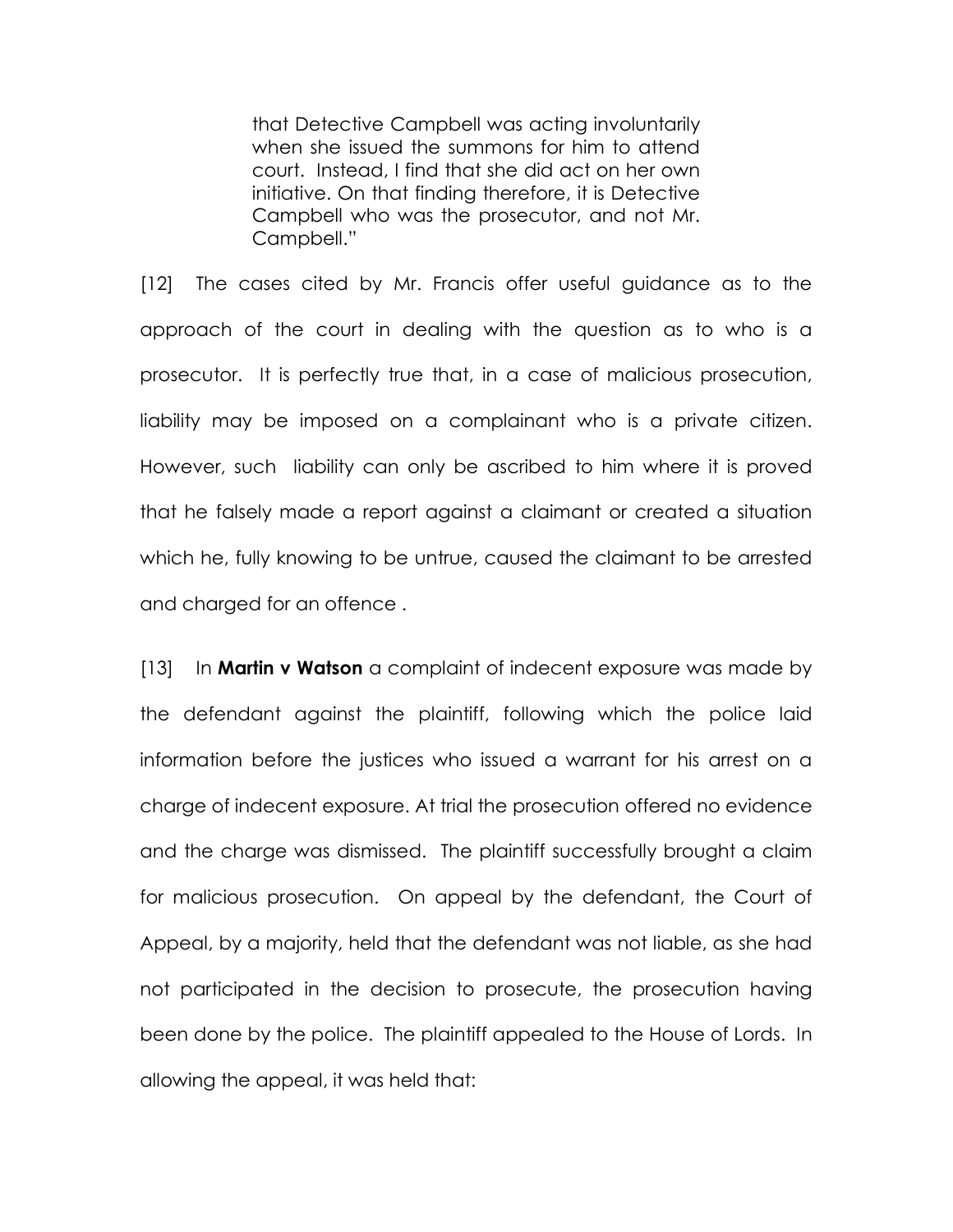> that Detective Campbell was acting involuntarily when she issued the summons for him to attend court. Instead, I find that she did act on her own initiative. On that finding therefore, it is Detective Campbell who was the prosecutor, and not Mr. Campbell."

[12] The cases cited by Mr. Francis offer useful guidance as to the approach of the court in dealing with the question as to who is a prosecutor. It is perfectly true that, in a case of malicious prosecution, liability may be imposed on a complainant who is a private citizen. However, such liability can only be ascribed to him where it is proved that he falsely made a report against a claimant or created a situation which he, fully knowing to be untrue, caused the claimant to be arrested and charged for an offence .

[13] In **Martin v Watson** a complaint of indecent exposure was made by the defendant against the plaintiff, following which the police laid information before the justices who issued a warrant for his arrest on a charge of indecent exposure. At trial the prosecution offered no evidence and the charge was dismissed. The plaintiff successfully brought a claim for malicious prosecution. On appeal by the defendant, the Court of Appeal, by a majority, held that the defendant was not liable, as she had not participated in the decision to prosecute, the prosecution having been done by the police. The plaintiff appealed to the House of Lords. In allowing the appeal, it was held that: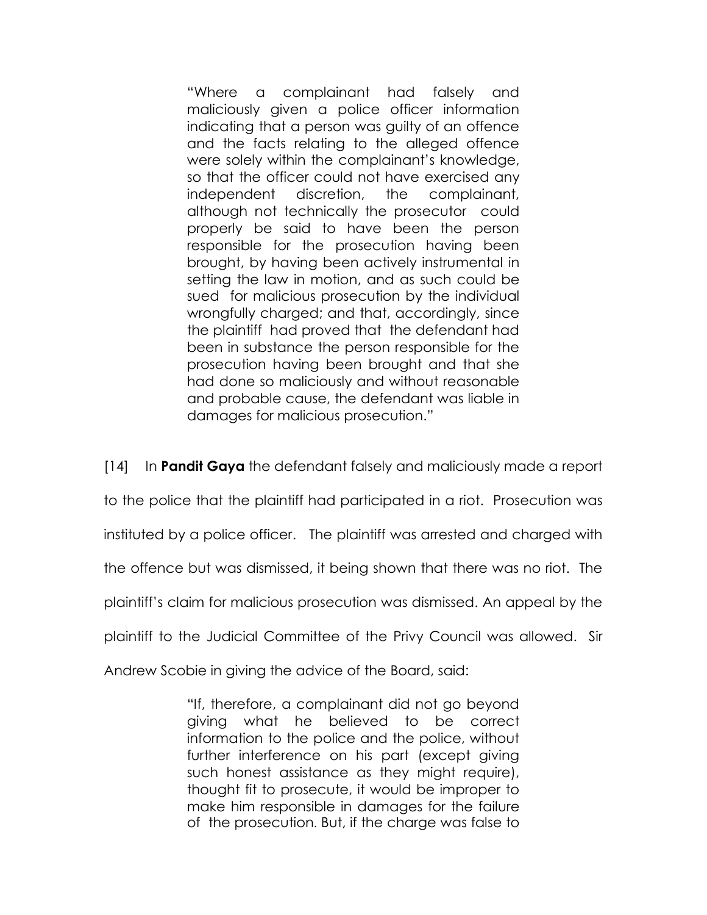> "Where a complainant had falsely and maliciously given a police officer information indicating that a person was guilty of an offence and the facts relating to the alleged offence were solely within the complainant's knowledge, so that the officer could not have exercised any independent discretion, the complainant, although not technically the prosecutor could properly be said to have been the person responsible for the prosecution having been brought, by having been actively instrumental in setting the law in motion, and as such could be sued for malicious prosecution by the individual wrongfully charged; and that, accordingly, since the plaintiff had proved that the defendant had been in substance the person responsible for the prosecution having been brought and that she had done so maliciously and without reasonable and probable cause, the defendant was liable in damages for malicious prosecution."

[14] In **Pandit Gaya** the defendant falsely and maliciously made a report to the police that the plaintiff had participated in a riot. Prosecution was instituted by a police officer. The plaintiff was arrested and charged with the offence but was dismissed, it being shown that there was no riot. The plaintiff's claim for malicious prosecution was dismissed. An appeal by the plaintiff to the Judicial Committee of the Privy Council was allowed. Sir Andrew Scobie in giving the advice of the Board, said:

> "If, therefore, a complainant did not go beyond giving what he believed to be correct information to the police and the police, without further interference on his part (except giving such honest assistance as they might require), thought fit to prosecute, it would be improper to make him responsible in damages for the failure of the prosecution. But, if the charge was false to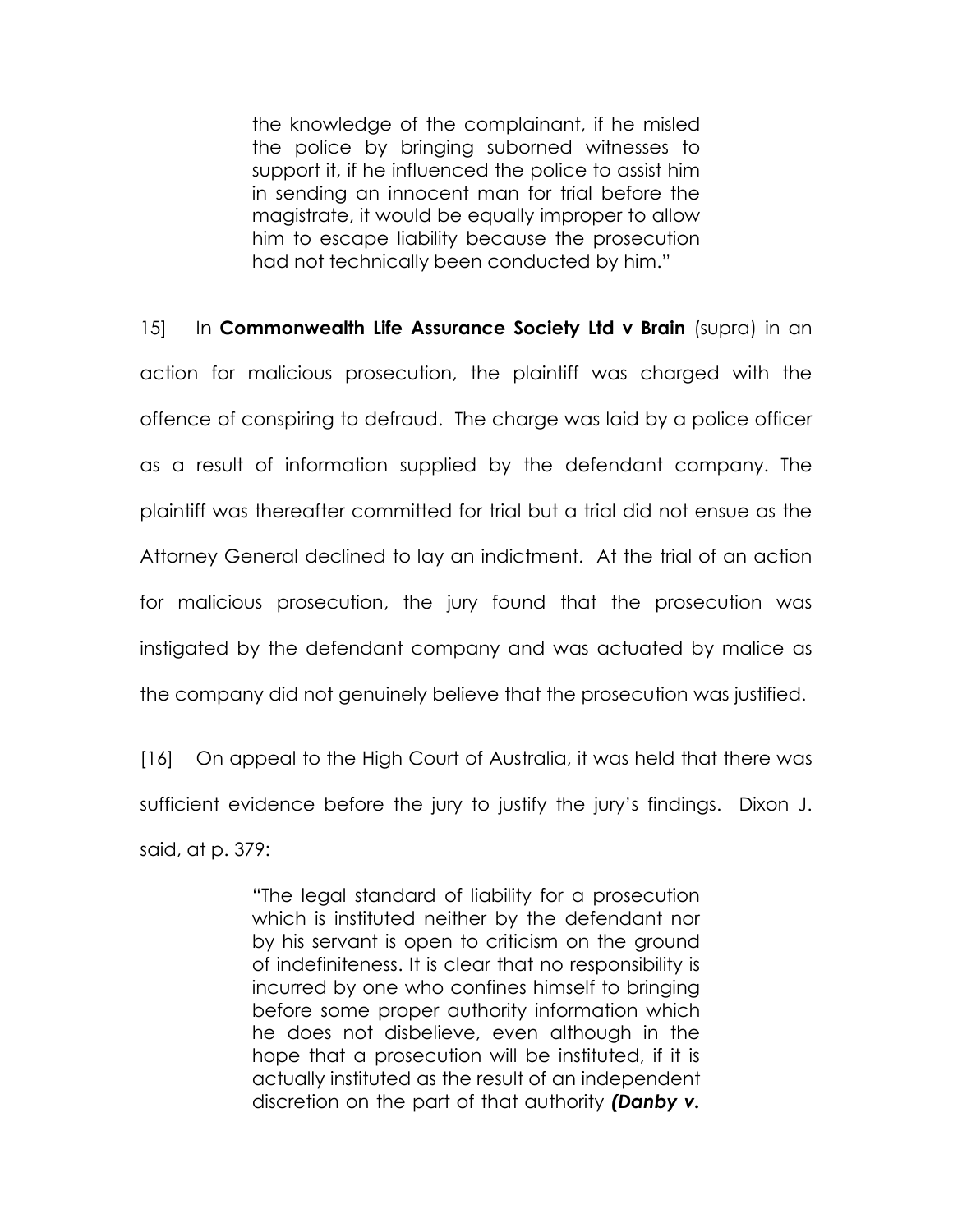> the knowledge of the complainant, if he misled the police by bringing suborned witnesses to support it, if he influenced the police to assist him in sending an innocent man for trial before the magistrate, it would be equally improper to allow him to escape liability because the prosecution had not technically been conducted by him."

15] In **Commonwealth Life Assurance Society Ltd v Brain** (supra) in an action for malicious prosecution, the plaintiff was charged with the offence of conspiring to defraud. The charge was laid by a police officer as a result of information supplied by the defendant company. The plaintiff was thereafter committed for trial but a trial did not ensue as the Attorney General declined to lay an indictment. At the trial of an action for malicious prosecution, the jury found that the prosecution was instigated by the defendant company and was actuated by malice as the company did not genuinely believe that the prosecution was justified.

[16] On appeal to the High Court of Australia, it was held that there was sufficient evidence before the jury to justify the jury's findings. Dixon J. said, at p. 379:

> "The legal standard of liability for a prosecution which is instituted neither by the defendant nor by his servant is open to criticism on the ground of indefiniteness. It is clear that no responsibility is incurred by one who confines himself to bringing before some proper authority information which he does not disbelieve, even although in the hope that a prosecution will be instituted, if it is actually instituted as the result of an independent discretion on the part of that authority ***(Danby v.***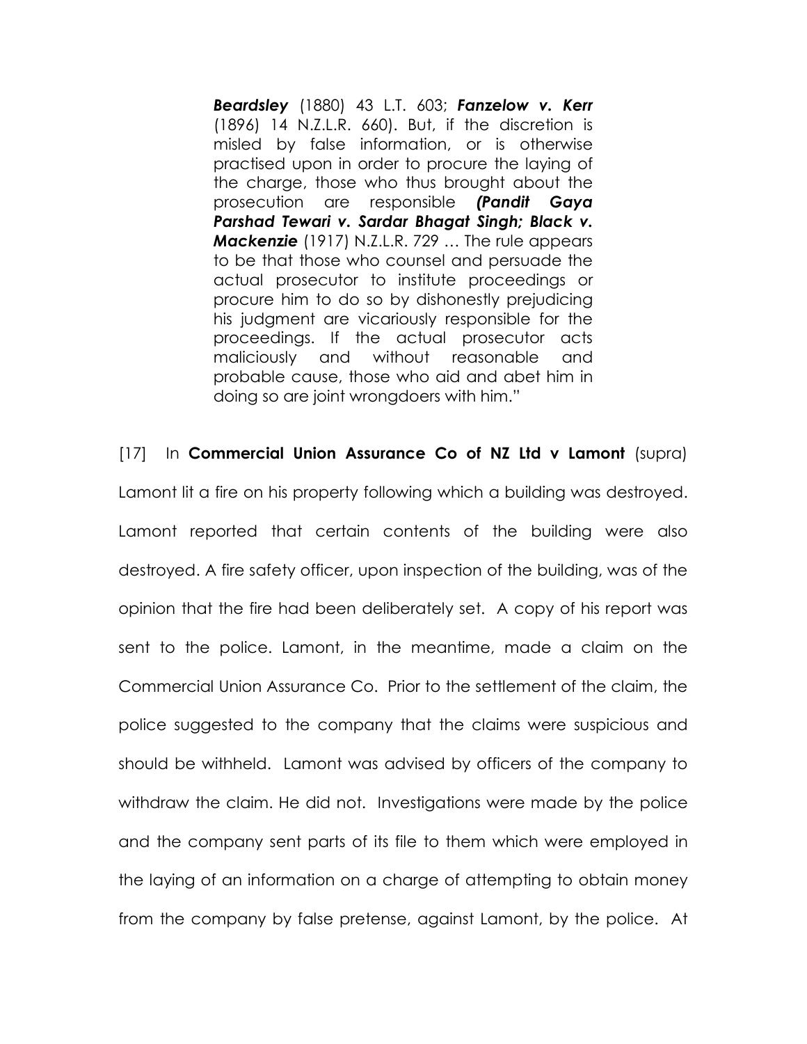> ***Beardsley*** (1880) 43 L.T. 603; ***Fanzelow v. Kerr*** (1896) 14 N.Z.L.R. 660). But, if the discretion is misled by false information, or is otherwise practised upon in order to procure the laying of the charge, those who thus brought about the prosecution are responsible ***(Pandit Gaya Parshad Tewari v. Sardar Bhagat Singh; Black v. Mackenzie*** (1917) N.Z.L.R. 729 … The rule appears to be that those who counsel and persuade the actual prosecutor to institute proceedings or procure him to do so by dishonestly prejudicing his judgment are vicariously responsible for the proceedings. If the actual prosecutor acts maliciously and without reasonable and probable cause, those who aid and abet him in doing so are joint wrongdoers with him."

[17] In **Commercial Union Assurance Co of NZ Ltd v Lamont** (supra) Lamont lit a fire on his property following which a building was destroyed. Lamont reported that certain contents of the building were also destroyed. A fire safety officer, upon inspection of the building, was of the opinion that the fire had been deliberately set. A copy of his report was sent to the police. Lamont, in the meantime, made a claim on the Commercial Union Assurance Co. Prior to the settlement of the claim, the police suggested to the company that the claims were suspicious and should be withheld. Lamont was advised by officers of the company to withdraw the claim. He did not. Investigations were made by the police and the company sent parts of its file to them which were employed in the laying of an information on a charge of attempting to obtain money from the company by false pretense, against Lamont, by the police. At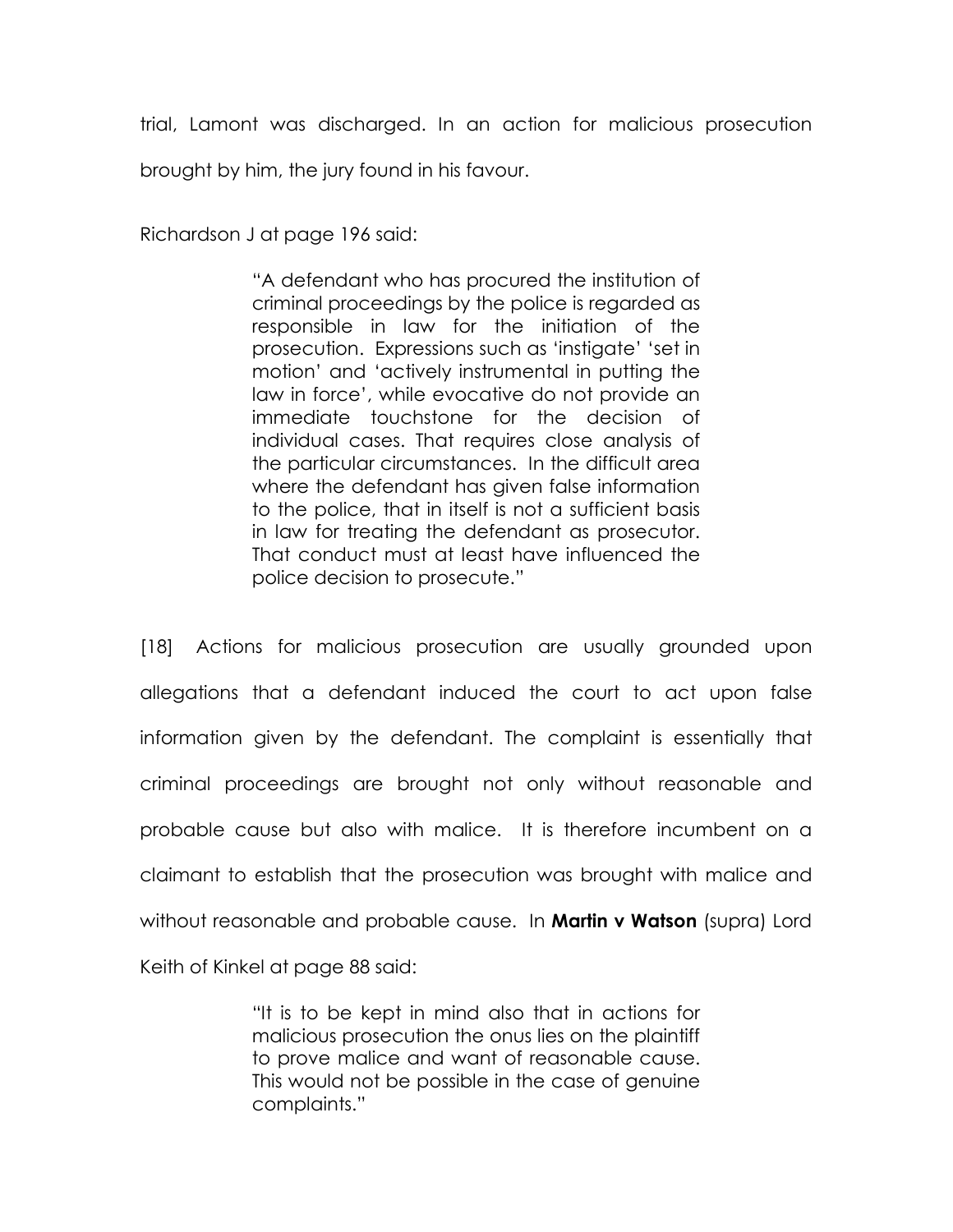trial, Lamont was discharged. In an action for malicious prosecution brought by him, the jury found in his favour.

Richardson J at page 196 said:

> "A defendant who has procured the institution of criminal proceedings by the police is regarded as responsible in law for the initiation of the prosecution. Expressions such as 'instigate' 'set in motion' and 'actively instrumental in putting the law in force', while evocative do not provide an immediate touchstone for the decision of individual cases. That requires close analysis of the particular circumstances. In the difficult area where the defendant has given false information to the police, that in itself is not a sufficient basis in law for treating the defendant as prosecutor. That conduct must at least have influenced the police decision to prosecute."

[18] Actions for malicious prosecution are usually grounded upon allegations that a defendant induced the court to act upon false information given by the defendant. The complaint is essentially that criminal proceedings are brought not only without reasonable and probable cause but also with malice. It is therefore incumbent on a claimant to establish that the prosecution was brought with malice and without reasonable and probable cause. In **Martin v Watson** (supra) Lord Keith of Kinkel at page 88 said:

> "It is to be kept in mind also that in actions for malicious prosecution the onus lies on the plaintiff to prove malice and want of reasonable cause. This would not be possible in the case of genuine complaints."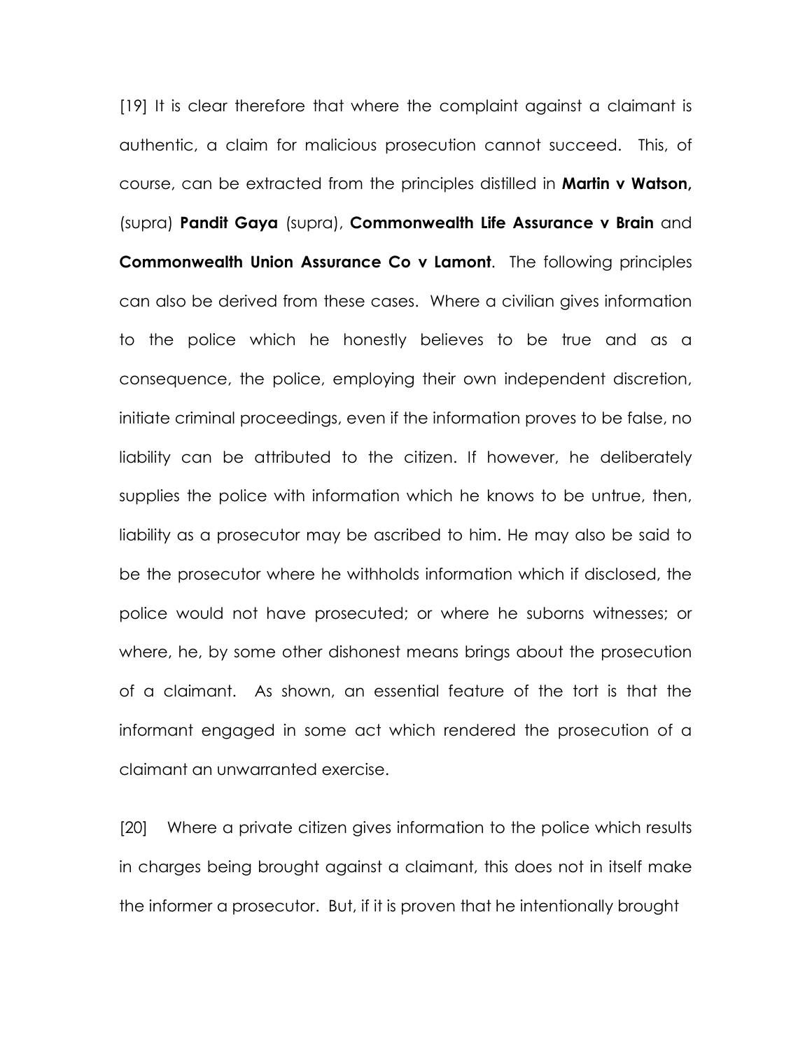[19] It is clear therefore that where the complaint against a claimant is authentic, a claim for malicious prosecution cannot succeed. This, of course, can be extracted from the principles distilled in **Martin v Watson,** (supra) **Pandit Gaya** (supra), **Commonwealth Life Assurance v Brain** and **Commonwealth Union Assurance Co v Lamont**. The following principles can also be derived from these cases. Where a civilian gives information to the police which he honestly believes to be true and as a consequence, the police, employing their own independent discretion, initiate criminal proceedings, even if the information proves to be false, no liability can be attributed to the citizen. If however, he deliberately supplies the police with information which he knows to be untrue, then, liability as a prosecutor may be ascribed to him. He may also be said to be the prosecutor where he withholds information which if disclosed, the police would not have prosecuted; or where he suborns witnesses; or where, he, by some other dishonest means brings about the prosecution of a claimant. As shown, an essential feature of the tort is that the informant engaged in some act which rendered the prosecution of a claimant an unwarranted exercise.

[20] Where a private citizen gives information to the police which results in charges being brought against a claimant, this does not in itself make the informer a prosecutor. But, if it is proven that he intentionally brought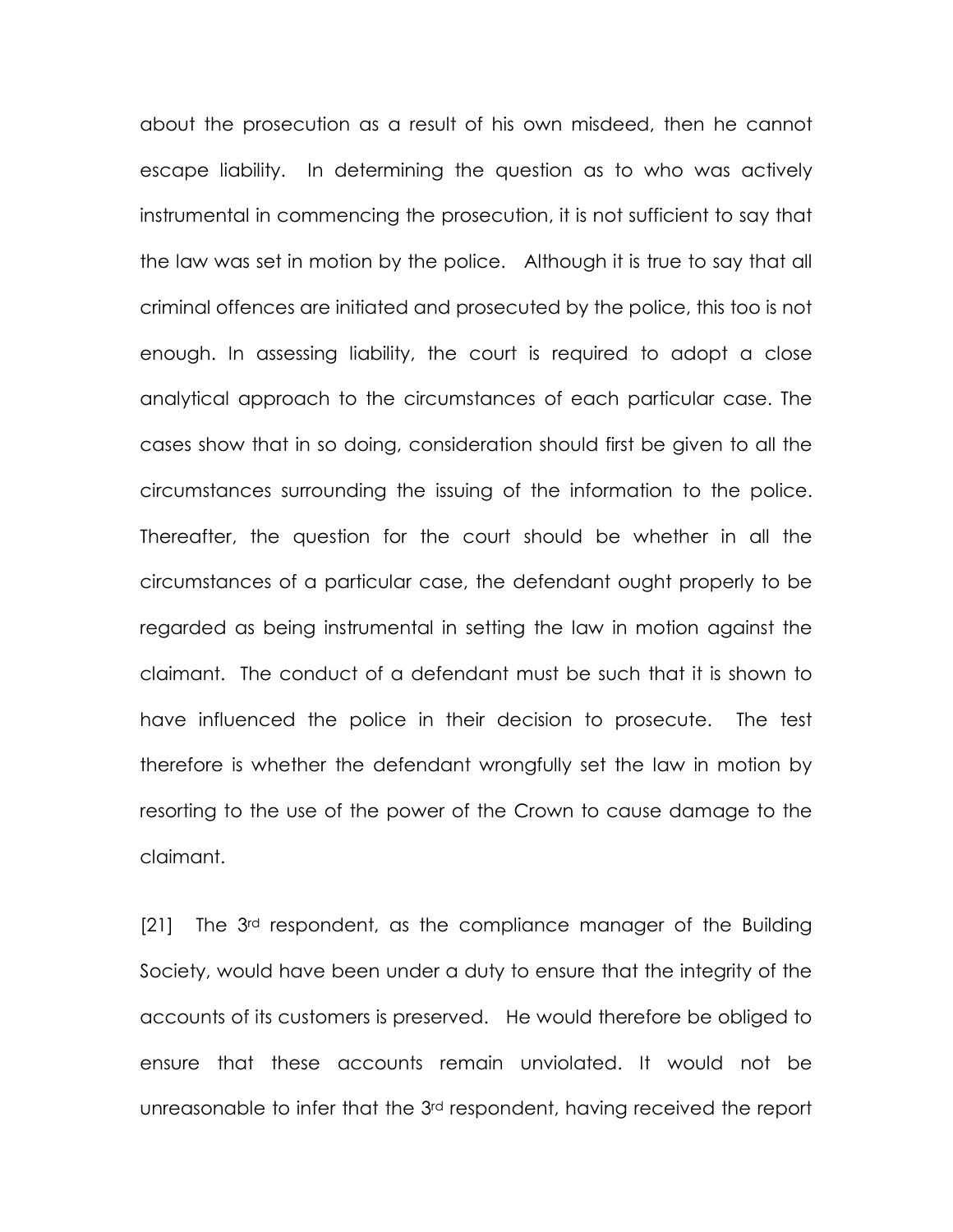about the prosecution as a result of his own misdeed, then he cannot escape liability. In determining the question as to who was actively instrumental in commencing the prosecution, it is not sufficient to say that the law was set in motion by the police. Although it is true to say that all criminal offences are initiated and prosecuted by the police, this too is not enough. In assessing liability, the court is required to adopt a close analytical approach to the circumstances of each particular case. The cases show that in so doing, consideration should first be given to all the circumstances surrounding the issuing of the information to the police. Thereafter, the question for the court should be whether in all the circumstances of a particular case, the defendant ought properly to be regarded as being instrumental in setting the law in motion against the claimant. The conduct of a defendant must be such that it is shown to have influenced the police in their decision to prosecute. The test therefore is whether the defendant wrongfully set the law in motion by resorting to the use of the power of the Crown to cause damage to the claimant.

[21] The 3rd respondent, as the compliance manager of the Building Society, would have been under a duty to ensure that the integrity of the accounts of its customers is preserved. He would therefore be obliged to ensure that these accounts remain unviolated. It would not be unreasonable to infer that the 3rd respondent, having received the report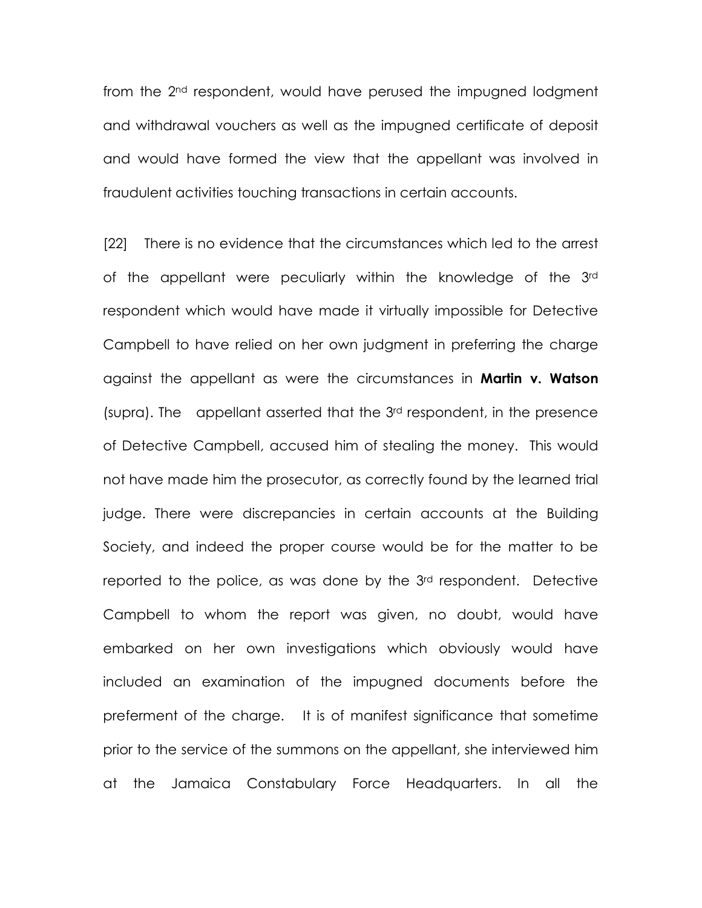from the 2nd respondent, would have perused the impugned lodgment and withdrawal vouchers as well as the impugned certificate of deposit and would have formed the view that the appellant was involved in fraudulent activities touching transactions in certain accounts.

[22] There is no evidence that the circumstances which led to the arrest of the appellant were peculiarly within the knowledge of the 3rd respondent which would have made it virtually impossible for Detective Campbell to have relied on her own judgment in preferring the charge against the appellant as were the circumstances in **Martin v. Watson** (supra). The appellant asserted that the 3rd respondent, in the presence of Detective Campbell, accused him of stealing the money. This would not have made him the prosecutor, as correctly found by the learned trial judge. There were discrepancies in certain accounts at the Building Society, and indeed the proper course would be for the matter to be reported to the police, as was done by the 3rd respondent. Detective Campbell to whom the report was given, no doubt, would have embarked on her own investigations which obviously would have included an examination of the impugned documents before the preferment of the charge. It is of manifest significance that sometime prior to the service of the summons on the appellant, she interviewed him at the Jamaica Constabulary Force Headquarters. In all the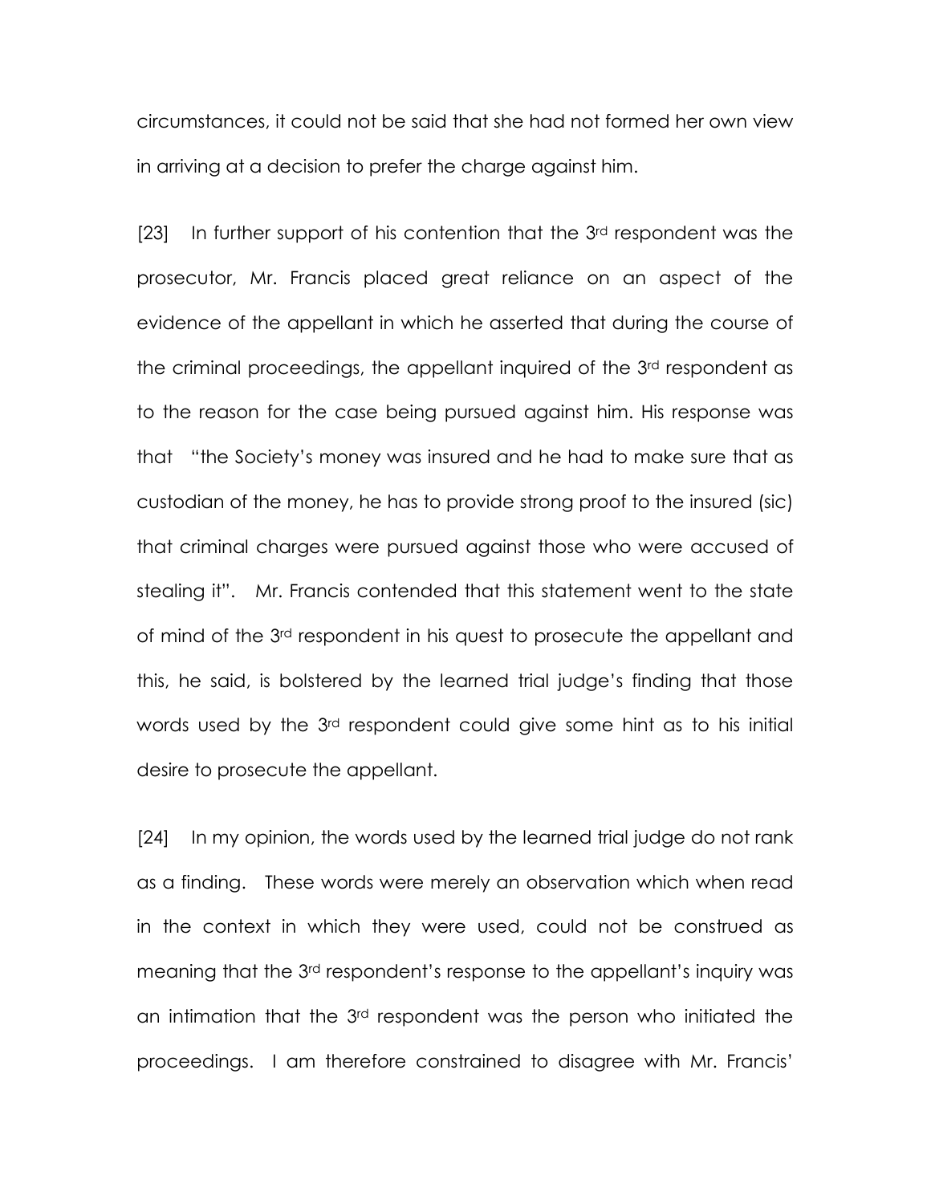circumstances, it could not be said that she had not formed her own view in arriving at a decision to prefer the charge against him.

[23] In further support of his contention that the 3rd respondent was the prosecutor, Mr. Francis placed great reliance on an aspect of the evidence of the appellant in which he asserted that during the course of the criminal proceedings, the appellant inquired of the 3rd respondent as to the reason for the case being pursued against him. His response was that "the Society's money was insured and he had to make sure that as custodian of the money, he has to provide strong proof to the insured (sic) that criminal charges were pursued against those who were accused of stealing it". Mr. Francis contended that this statement went to the state of mind of the 3rd respondent in his quest to prosecute the appellant and this, he said, is bolstered by the learned trial judge's finding that those words used by the 3rd respondent could give some hint as to his initial desire to prosecute the appellant.

[24] In my opinion, the words used by the learned trial judge do not rank as a finding. These words were merely an observation which when read in the context in which they were used, could not be construed as meaning that the 3rd respondent's response to the appellant's inquiry was an intimation that the 3rd respondent was the person who initiated the proceedings. I am therefore constrained to disagree with Mr. Francis'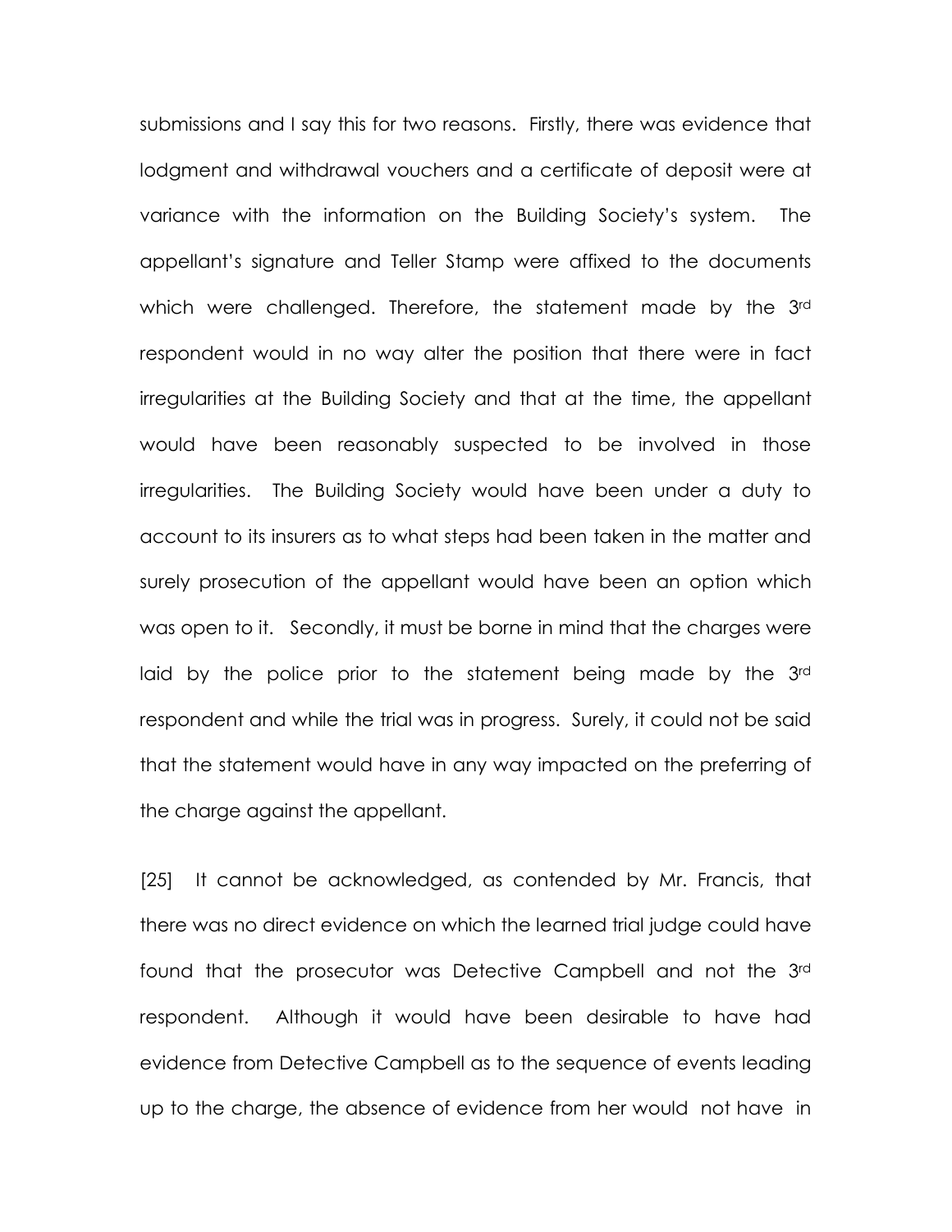submissions and I say this for two reasons. Firstly, there was evidence that lodgment and withdrawal vouchers and a certificate of deposit were at variance with the information on the Building Society's system. The appellant's signature and Teller Stamp were affixed to the documents which were challenged. Therefore, the statement made by the 3rd respondent would in no way alter the position that there were in fact irregularities at the Building Society and that at the time, the appellant would have been reasonably suspected to be involved in those irregularities. The Building Society would have been under a duty to account to its insurers as to what steps had been taken in the matter and surely prosecution of the appellant would have been an option which was open to it. Secondly, it must be borne in mind that the charges were laid by the police prior to the statement being made by the 3rd respondent and while the trial was in progress. Surely, it could not be said that the statement would have in any way impacted on the preferring of the charge against the appellant.

[25] It cannot be acknowledged, as contended by Mr. Francis, that there was no direct evidence on which the learned trial judge could have found that the prosecutor was Detective Campbell and not the 3rd respondent. Although it would have been desirable to have had evidence from Detective Campbell as to the sequence of events leading up to the charge, the absence of evidence from her would not have in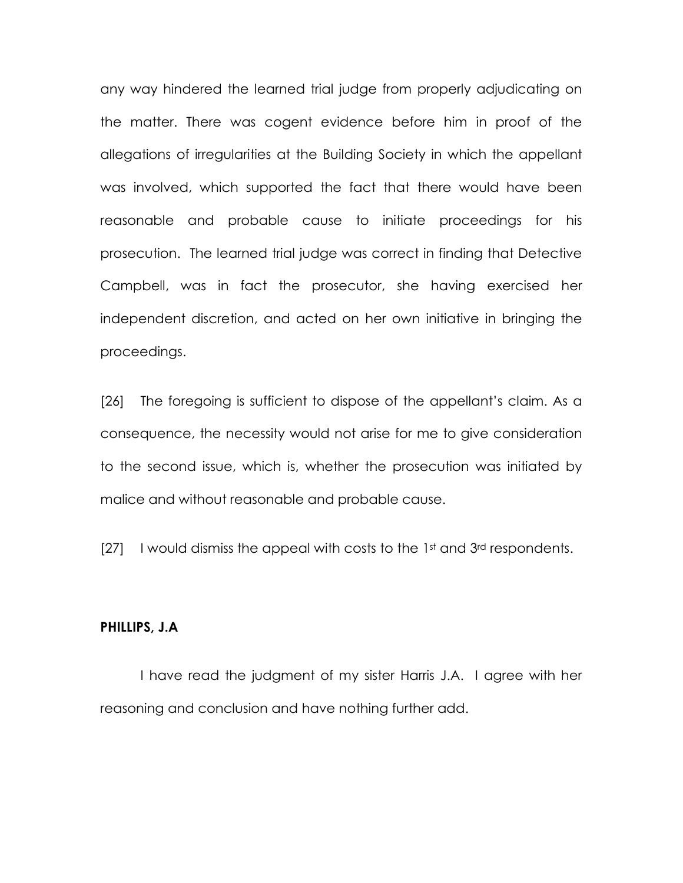any way hindered the learned trial judge from properly adjudicating on the matter. There was cogent evidence before him in proof of the allegations of irregularities at the Building Society in which the appellant was involved, which supported the fact that there would have been reasonable and probable cause to initiate proceedings for his prosecution. The learned trial judge was correct in finding that Detective Campbell, was in fact the prosecutor, she having exercised her independent discretion, and acted on her own initiative in bringing the proceedings.

[26] The foregoing is sufficient to dispose of the appellant's claim. As a consequence, the necessity would not arise for me to give consideration to the second issue, which is, whether the prosecution was initiated by malice and without reasonable and probable cause.

[27] I would dismiss the appeal with costs to the 1st and 3rd respondents.

**PHILLIPS, J.A**

I have read the judgment of my sister Harris J.A. I agree with her reasoning and conclusion and have nothing further add.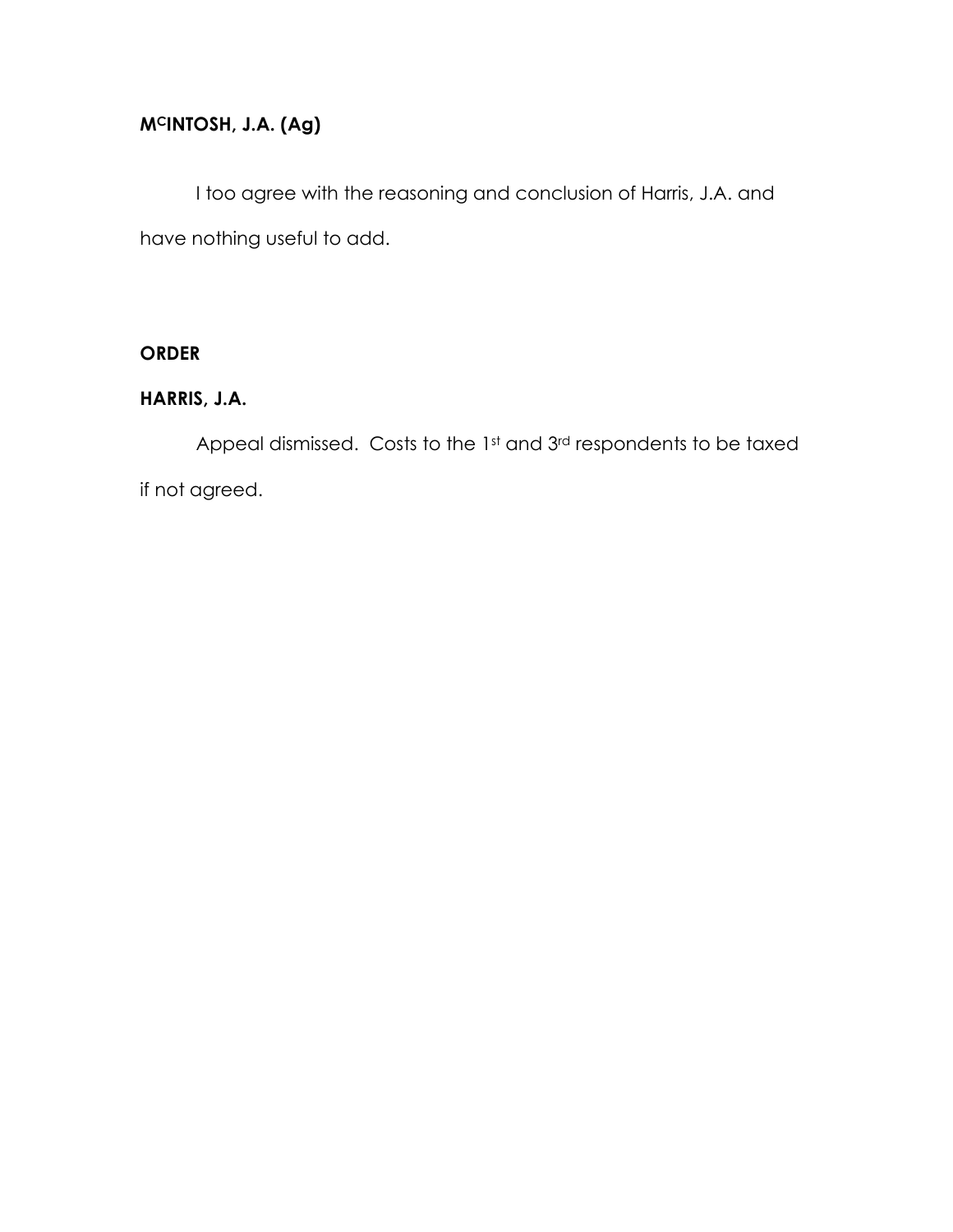**McINTOSH, J.A. (Ag)**

I too agree with the reasoning and conclusion of Harris, J.A. and have nothing useful to add.

**ORDER**

**HARRIS, J.A.**

Appeal dismissed. Costs to the 1st and 3rd respondents to be taxed if not agreed.